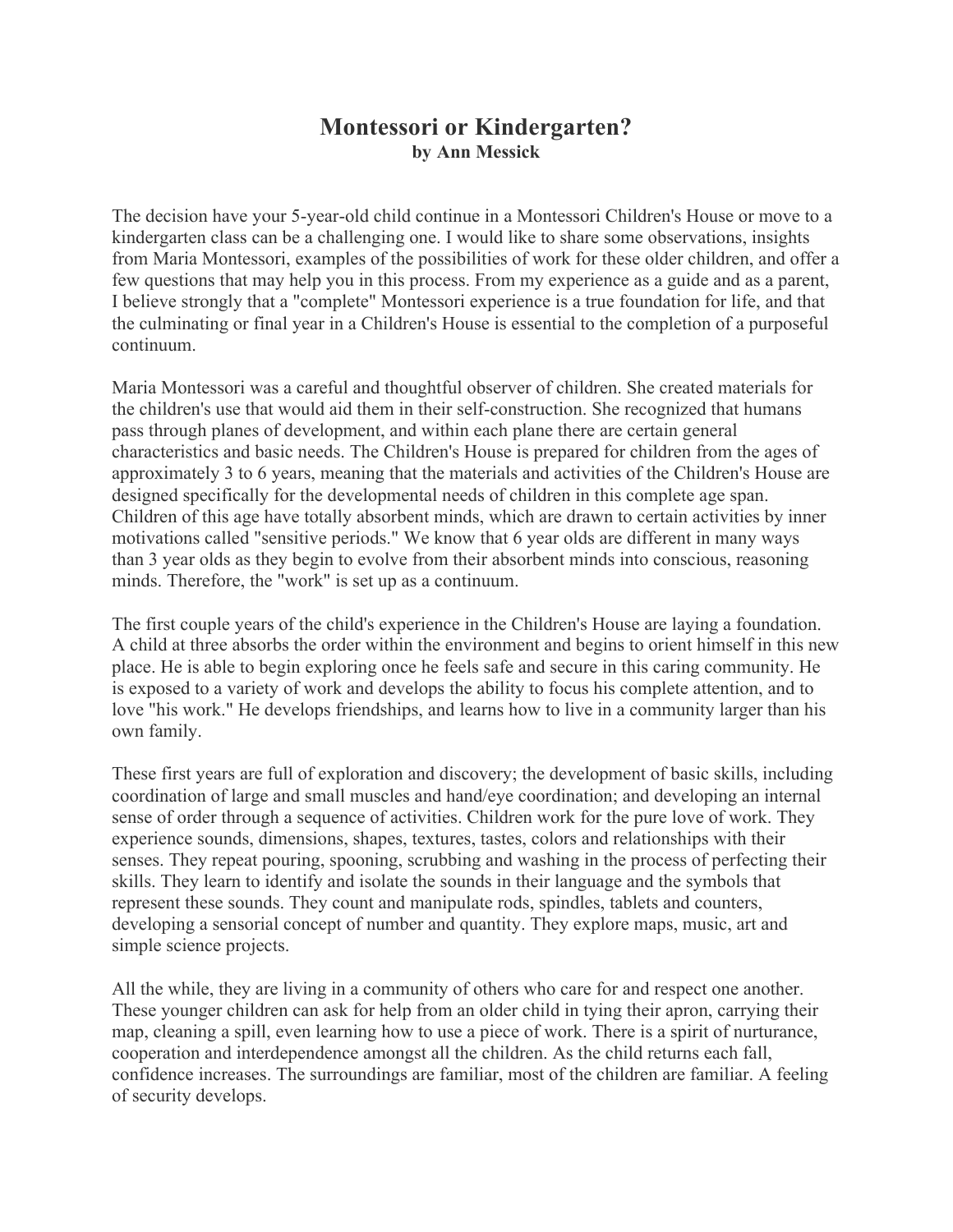# Montessori or Kindergarten?

**by Ann Messick**

The decision have your 5-year-old child continue in a Montessori Children's House or move to a kindergarten class can be a challenging one. I would like to share some observations, insights from Maria Montessori, examples of the possibilities of work for these older children, and offer a few questions that may help you in this process. From my experience as a guide and as a parent, I believe strongly that a "complete" Montessori experience is a true foundation for life, and that the culminating or final year in a Children's House is essential to the completion of a purposeful continuum.

Maria Montessori was a careful and thoughtful observer of children. She created materials for the children's use that would aid them in their self-construction. She recognized that humans pass through planes of development, and within each plane there are certain general characteristics and basic needs. The Children's House is prepared for children from the ages of approximately 3 to 6 years, meaning that the materials and activities of the Children's House are designed specifically for the developmental needs of children in this complete age span. Children of this age have totally absorbent minds, which are drawn to certain activities by inner motivations called "sensitive periods." We know that 6 year olds are different in many ways than 3 year olds as they begin to evolve from their absorbent minds into conscious, reasoning minds. Therefore, the "work" is set up as a continuum.

The first couple years of the child's experience in the Children's House are laying a foundation. A child at three absorbs the order within the environment and begins to orient himself in this new place. He is able to begin exploring once he feels safe and secure in this caring community. He is exposed to a variety of work and develops the ability to focus his complete attention, and to love "his work." He develops friendships, and learns how to live in a community larger than his own family.

These first years are full of exploration and discovery; the development of basic skills, including coordination of large and small muscles and hand/eye coordination; and developing an internal sense of order through a sequence of activities. Children work for the pure love of work. They experience sounds, dimensions, shapes, textures, tastes, colors and relationships with their senses. They repeat pouring, spooning, scrubbing and washing in the process of perfecting their skills. They learn to identify and isolate the sounds in their language and the symbols that represent these sounds. They count and manipulate rods, spindles, tablets and counters, developing a sensorial concept of number and quantity. They explore maps, music, art and simple science projects.

All the while, they are living in a community of others who care for and respect one another. These younger children can ask for help from an older child in tying their apron, carrying their map, cleaning a spill, even learning how to use a piece of work. There is a spirit of nurturance, cooperation and interdependence amongst all the children. As the child returns each fall, confidence increases. The surroundings are familiar, most of the children are familiar. A feeling of security develops.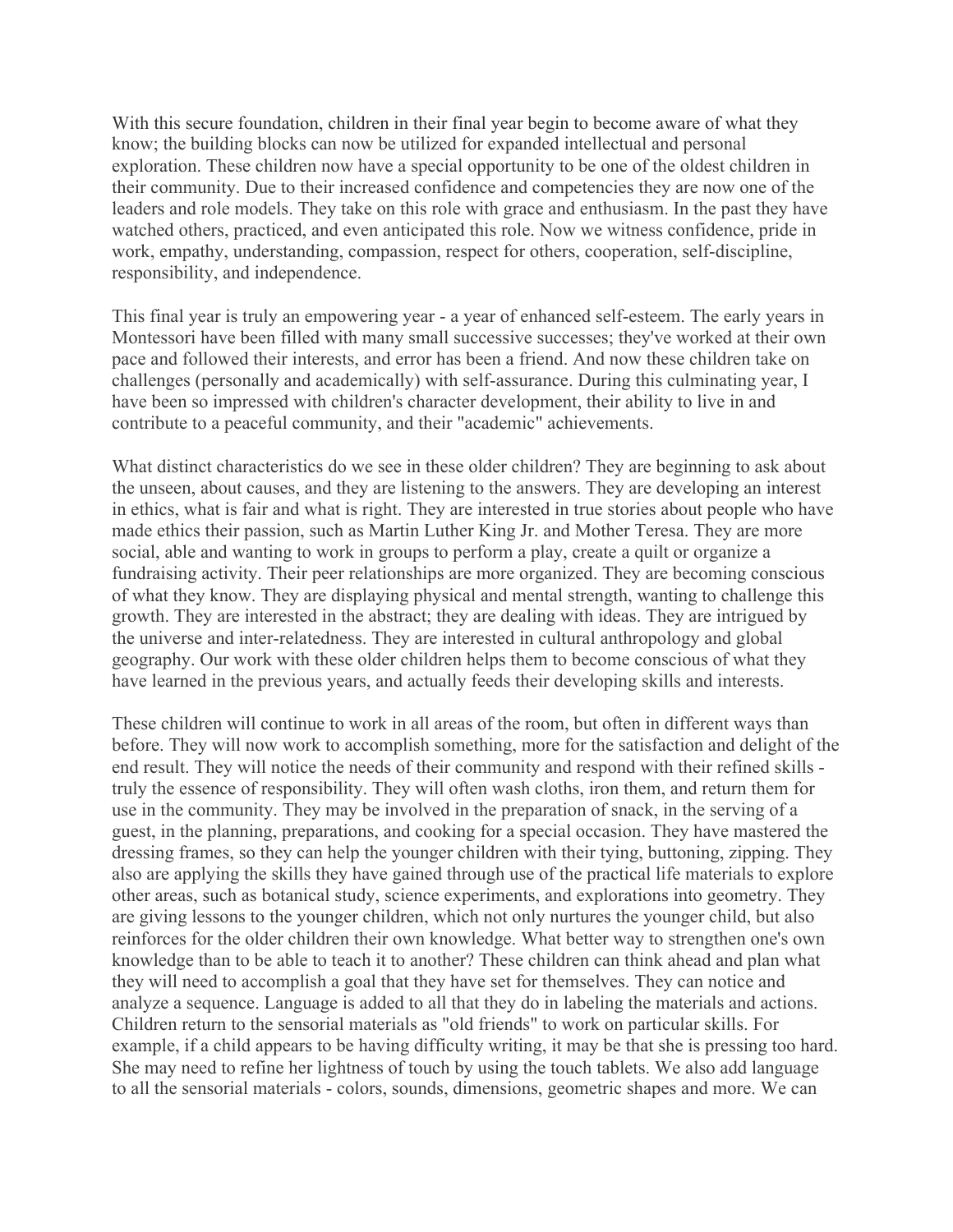With this secure foundation, children in their final year begin to become aware of what they know; the building blocks can now be utilized for expanded intellectual and personal exploration. These children now have a special opportunity to be one of the oldest children in their community. Due to their increased confidence and competencies they are now one of the leaders and role models. They take on this role with grace and enthusiasm. In the past they have watched others, practiced, and even anticipated this role. Now we witness confidence, pride in work, empathy, understanding, compassion, respect for others, cooperation, self-discipline, responsibility, and independence.

This final year is truly an empowering year - a year of enhanced self-esteem. The early years in Montessori have been filled with many small successive successes; they've worked at their own pace and followed their interests, and error has been a friend. And now these children take on challenges (personally and academically) with self-assurance. During this culminating year, I have been so impressed with children's character development, their ability to live in and contribute to a peaceful community, and their "academic" achievements.

What distinct characteristics do we see in these older children? They are beginning to ask about the unseen, about causes, and they are listening to the answers. They are developing an interest in ethics, what is fair and what is right. They are interested in true stories about people who have made ethics their passion, such as Martin Luther King Jr. and Mother Teresa. They are more social, able and wanting to work in groups to perform a play, create a quilt or organize a fundraising activity. Their peer relationships are more organized. They are becoming conscious of what they know. They are displaying physical and mental strength, wanting to challenge this growth. They are interested in the abstract; they are dealing with ideas. They are intrigued by the universe and inter-relatedness. They are interested in cultural anthropology and global geography. Our work with these older children helps them to become conscious of what they have learned in the previous years, and actually feeds their developing skills and interests.

These children will continue to work in all areas of the room, but often in different ways than before. They will now work to accomplish something, more for the satisfaction and delight of the end result. They will notice the needs of their community and respond with their refined skills - truly the essence of responsibility. They will often wash cloths, iron them, and return them for use in the community. They may be involved in the preparation of snack, in the serving of a guest, in the planning, preparations, and cooking for a special occasion. They have mastered the dressing frames, so they can help the younger children with their tying, buttoning, zipping. They also are applying the skills they have gained through use of the practical life materials to explore other areas, such as botanical study, science experiments, and explorations into geometry. They are giving lessons to the younger children, which not only nurtures the younger child, but also reinforces for the older children their own knowledge. What better way to strengthen one's own knowledge than to be able to teach it to another? These children can think ahead and plan what they will need to accomplish a goal that they have set for themselves. They can notice and analyze a sequence. Language is added to all that they do in labeling the materials and actions. Children return to the sensorial materials as "old friends" to work on particular skills. For example, if a child appears to be having difficulty writing, it may be that she is pressing too hard. She may need to refine her lightness of touch by using the touch tablets. We also add language to all the sensorial materials - colors, sounds, dimensions, geometric shapes and more. We can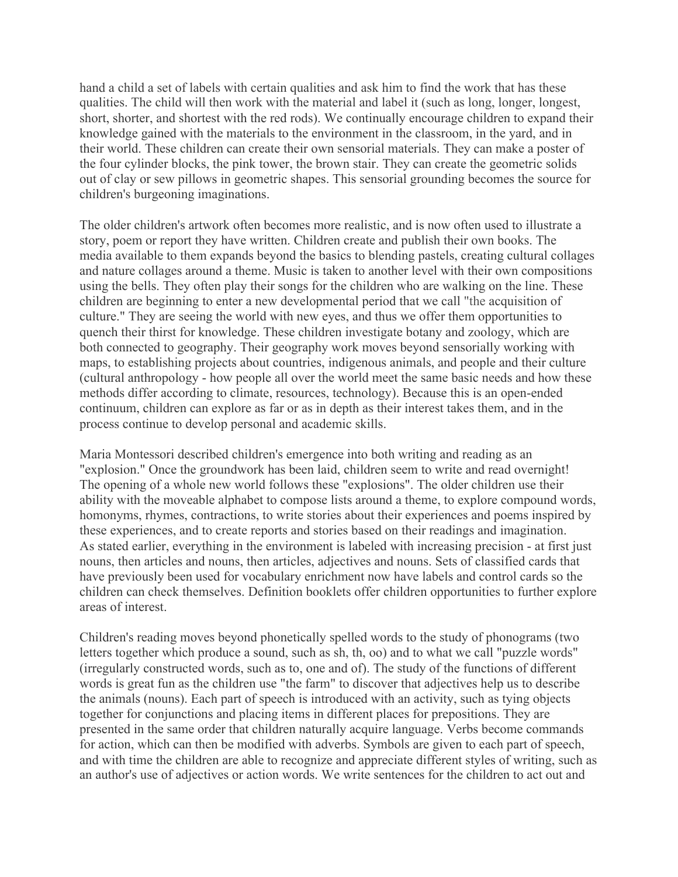hand a child a set of labels with certain qualities and ask him to find the work that has these qualities. The child will then work with the material and label it (such as long, longer, longest, short, shorter, and shortest with the red rods). We continually encourage children to expand their knowledge gained with the materials to the environment in the classroom, in the yard, and in their world. These children can create their own sensorial materials. They can make a poster of the four cylinder blocks, the pink tower, the brown stair. They can create the geometric solids out of clay or sew pillows in geometric shapes. This sensorial grounding becomes the source for children's burgeoning imaginations.

The older children's artwork often becomes more realistic, and is now often used to illustrate a story, poem or report they have written. Children create and publish their own books. The media available to them expands beyond the basics to blending pastels, creating cultural collages and nature collages around a theme. Music is taken to another level with their own compositions using the bells. They often play their songs for the children who are walking on the line. These children are beginning to enter a new developmental period that we call "the acquisition of culture." They are seeing the world with new eyes, and thus we offer them opportunities to quench their thirst for knowledge. These children investigate botany and zoology, which are both connected to geography. Their geography work moves beyond sensorially working with maps, to establishing projects about countries, indigenous animals, and people and their culture (cultural anthropology - how people all over the world meet the same basic needs and how these methods differ according to climate, resources, technology). Because this is an open-ended continuum, children can explore as far or as in depth as their interest takes them, and in the process continue to develop personal and academic skills.

Maria Montessori described children's emergence into both writing and reading as an "explosion." Once the groundwork has been laid, children seem to write and read overnight! The opening of a whole new world follows these "explosions". The older children use their ability with the moveable alphabet to compose lists around a theme, to explore compound words, homonyms, rhymes, contractions, to write stories about their experiences and poems inspired by these experiences, and to create reports and stories based on their readings and imagination.
As stated earlier, everything in the environment is labeled with increasing precision - at first just nouns, then articles and nouns, then articles, adjectives and nouns. Sets of classified cards that have previously been used for vocabulary enrichment now have labels and control cards so the children can check themselves. Definition booklets offer children opportunities to further explore areas of interest.

Children's reading moves beyond phonetically spelled words to the study of phonograms (two letters together which produce a sound, such as sh, th, oo) and to what we call "puzzle words" (irregularly constructed words, such as to, one and of). The study of the functions of different words is great fun as the children use "the farm" to discover that adjectives help us to describe the animals (nouns). Each part of speech is introduced with an activity, such as tying objects together for conjunctions and placing items in different places for prepositions. They are presented in the same order that children naturally acquire language. Verbs become commands for action, which can then be modified with adverbs. Symbols are given to each part of speech, and with time the children are able to recognize and appreciate different styles of writing, such as an author's use of adjectives or action words. We write sentences for the children to act out and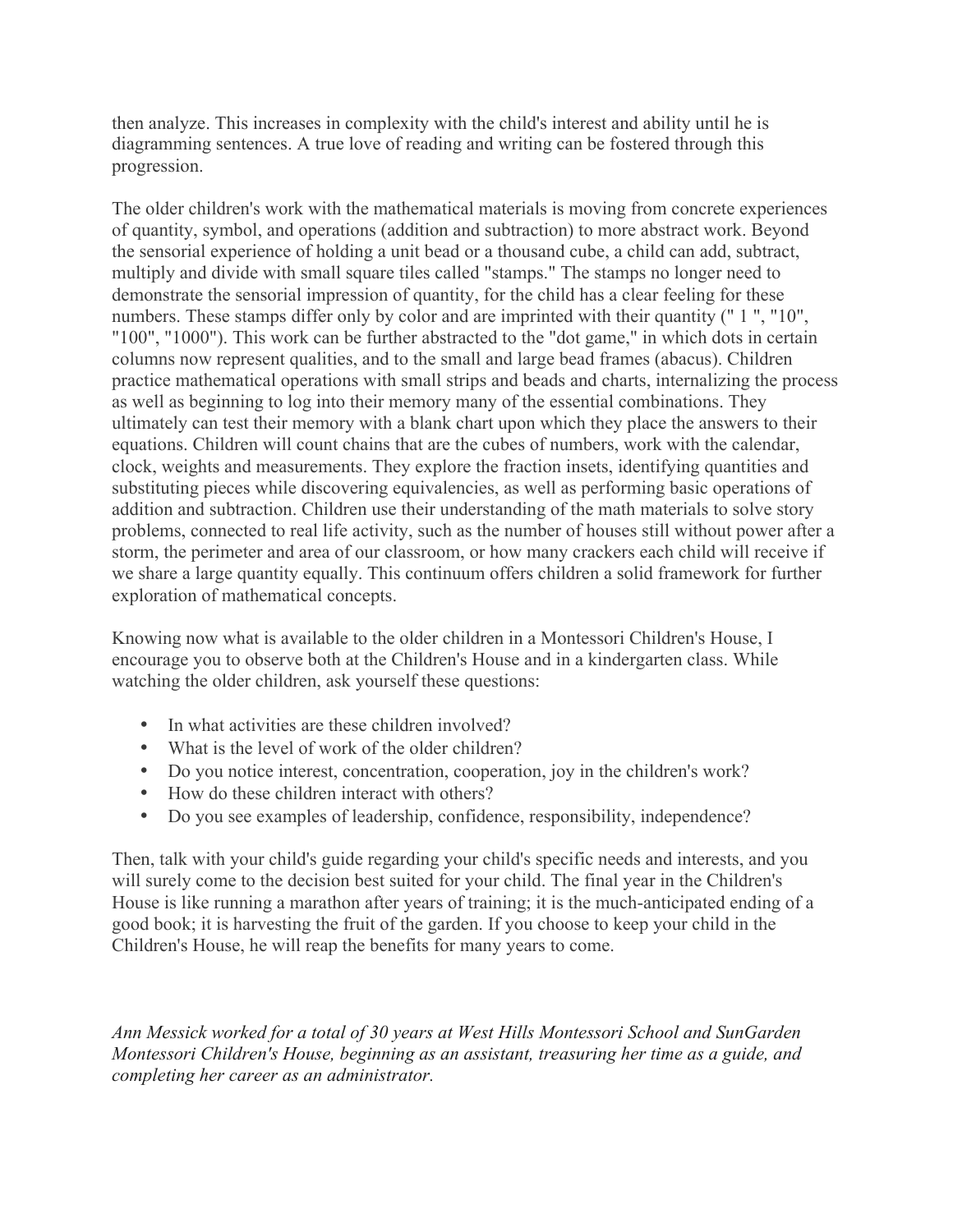then analyze. This increases in complexity with the child's interest and ability until he is diagramming sentences. A true love of reading and writing can be fostered through this progression.

The older children's work with the mathematical materials is moving from concrete experiences of quantity, symbol, and operations (addition and subtraction) to more abstract work. Beyond the sensorial experience of holding a unit bead or a thousand cube, a child can add, subtract, multiply and divide with small square tiles called "stamps." The stamps no longer need to demonstrate the sensorial impression of quantity, for the child has a clear feeling for these numbers. These stamps differ only by color and are imprinted with their quantity (" 1 ", "10", "100", "1000"). This work can be further abstracted to the "dot game," in which dots in certain columns now represent qualities, and to the small and large bead frames (abacus). Children practice mathematical operations with small strips and beads and charts, internalizing the process as well as beginning to log into their memory many of the essential combinations. They ultimately can test their memory with a blank chart upon which they place the answers to their equations. Children will count chains that are the cubes of numbers, work with the calendar, clock, weights and measurements. They explore the fraction insets, identifying quantities and substituting pieces while discovering equivalencies, as well as performing basic operations of addition and subtraction. Children use their understanding of the math materials to solve story problems, connected to real life activity, such as the number of houses still without power after a storm, the perimeter and area of our classroom, or how many crackers each child will receive if we share a large quantity equally. This continuum offers children a solid framework for further exploration of mathematical concepts.

Knowing now what is available to the older children in a Montessori Children's House, I encourage you to observe both at the Children's House and in a kindergarten class. While watching the older children, ask yourself these questions:

- In what activities are these children involved?
- What is the level of work of the older children?
- Do you notice interest, concentration, cooperation, joy in the children's work?
- How do these children interact with others?
- Do you see examples of leadership, confidence, responsibility, independence?

Then, talk with your child's guide regarding your child's specific needs and interests, and you will surely come to the decision best suited for your child. The final year in the Children's House is like running a marathon after years of training; it is the much-anticipated ending of a good book; it is harvesting the fruit of the garden. If you choose to keep your child in the Children's House, he will reap the benefits for many years to come.

*Ann Messick worked for a total of 30 years at West Hills Montessori School and SunGarden Montessori Children's House, beginning as an assistant, treasuring her time as a guide, and completing her career as an administrator.*